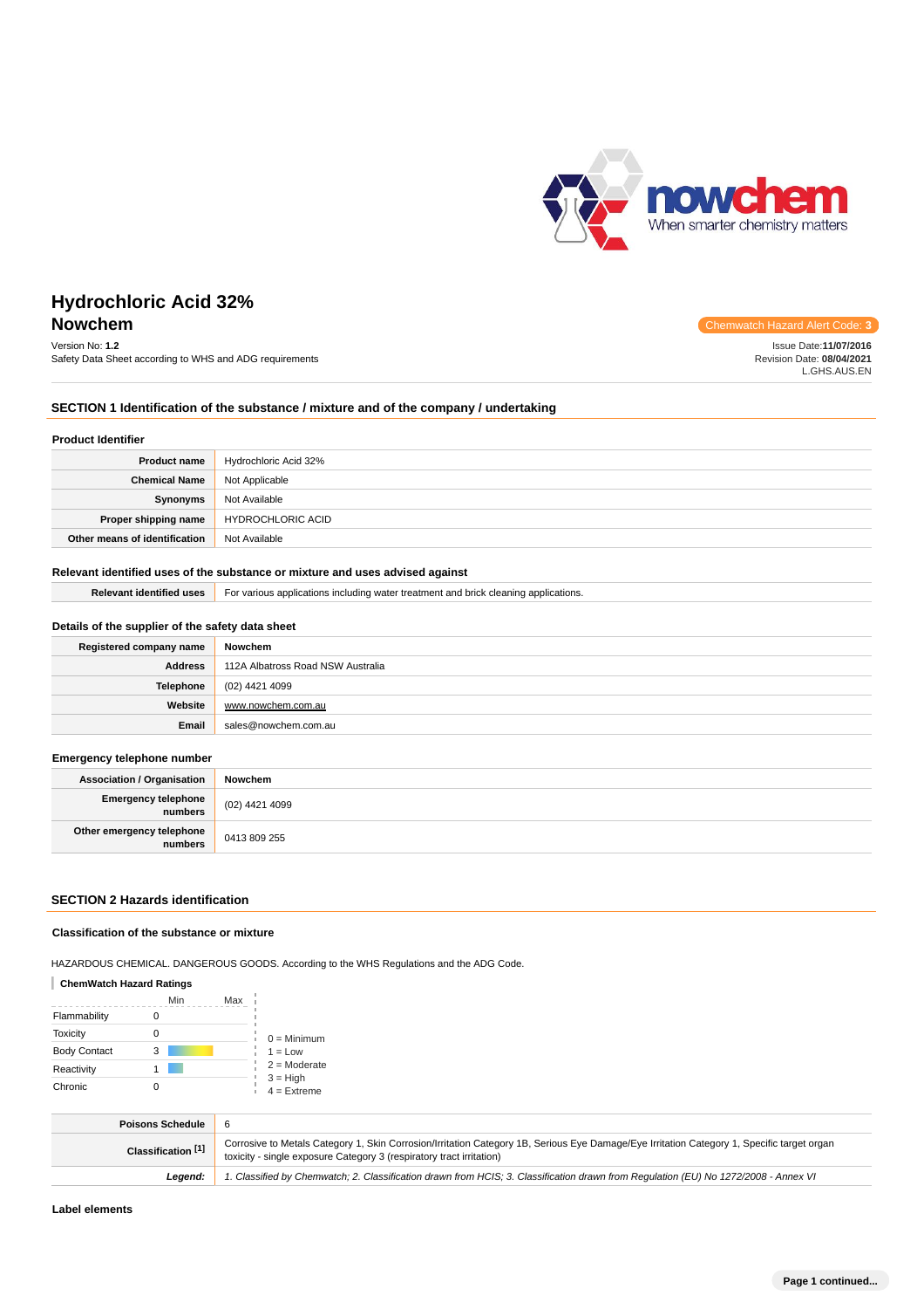# Hydrochloric Acid 32%

## Nowchem

Chemwatch Hazard Alert Code: **3**

Version No: **1.2**
Safety Data Sheet according to WHS and ADG requirements

Issue Date:**11/07/2016**
Revision Date: **08/04/2021**
L.GHS.AUS.EN

## SECTION 1 Identification of the substance / mixture and of the company / undertaking

### Product Identifier

| | |
|---|---|
| **Product name** | Hydrochloric Acid 32% |
| **Chemical Name** | Not Applicable |
| **Synonyms** | Not Available |
| **Proper shipping name** | HYDROCHLORIC ACID |
| **Other means of identification** | Not Available |

### Relevant identified uses of the substance or mixture and uses advised against

| | |
|---|---|
| **Relevant identified uses** | For various applications including water treatment and brick cleaning applications. |

### Details of the supplier of the safety data sheet

| | |
|---|---|
| **Registered company name** | Nowchem |
| **Address** | 112A Albatross Road NSW Australia |
| **Telephone** | (02) 4421 4099 |
| **Website** | www.nowchem.com.au |
| **Email** | sales@nowchem.com.au |

### Emergency telephone number

| | |
|---|---|
| **Association / Organisation** | Nowchem |
| **Emergency telephone numbers** | (02) 4421 4099 |
| **Other emergency telephone numbers** | 0413 809 255 |

## SECTION 2 Hazards identification

### Classification of the substance or mixture

HAZARDOUS CHEMICAL. DANGEROUS GOODS. According to the WHS Regulations and the ADG Code.

**ChemWatch Hazard Ratings**

| | Min | Max |
|---|---|---|
| Flammability | 0 | |
| Toxicity | 0 | |
| Body Contact | 3 | |
| Reactivity | 1 | |
| Chronic | 0 | |

0 = Minimum
1 = Low
2 = Moderate
3 = High
4 = Extreme

| | |
|---|---|
| **Poisons Schedule** | 6 |
| **Classification [1]** | Corrosive to Metals Category 1, Skin Corrosion/Irritation Category 1B, Serious Eye Damage/Eye Irritation Category 1, Specific target organ toxicity - single exposure Category 3 (respiratory tract irritation) |
| ***Legend:*** | *1. Classified by Chemwatch; 2. Classification drawn from HCIS; 3. Classification drawn from Regulation (EU) No 1272/2008 - Annex VI* |

### Label elements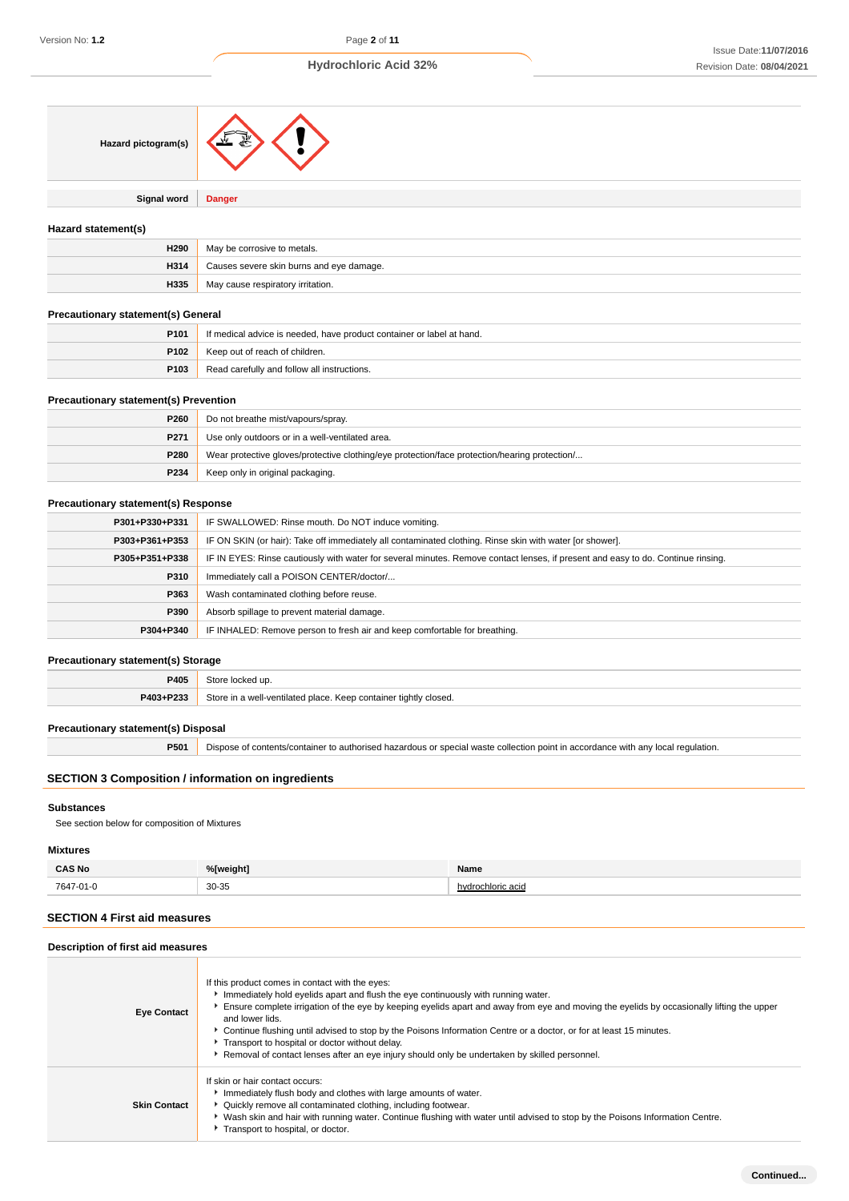| | |
|---|---|
| **Hazard pictogram(s)** | |
| **Signal word** | **Danger** |

### Hazard statement(s)

| | |
|---|---|
| **H290** | May be corrosive to metals. |
| **H314** | Causes severe skin burns and eye damage. |
| **H335** | May cause respiratory irritation. |

### Precautionary statement(s) General

| | |
|---|---|
| **P101** | If medical advice is needed, have product container or label at hand. |
| **P102** | Keep out of reach of children. |
| **P103** | Read carefully and follow all instructions. |

### Precautionary statement(s) Prevention

| | |
|---|---|
| **P260** | Do not breathe mist/vapours/spray. |
| **P271** | Use only outdoors or in a well-ventilated area. |
| **P280** | Wear protective gloves/protective clothing/eye protection/face protection/hearing protection/... |
| **P234** | Keep only in original packaging. |

### Precautionary statement(s) Response

| | |
|---|---|
| **P301+P330+P331** | IF SWALLOWED: Rinse mouth. Do NOT induce vomiting. |
| **P303+P361+P353** | IF ON SKIN (or hair): Take off immediately all contaminated clothing. Rinse skin with water [or shower]. |
| **P305+P351+P338** | IF IN EYES: Rinse cautiously with water for several minutes. Remove contact lenses, if present and easy to do. Continue rinsing. |
| **P310** | Immediately call a POISON CENTER/doctor/... |
| **P363** | Wash contaminated clothing before reuse. |
| **P390** | Absorb spillage to prevent material damage. |
| **P304+P340** | IF INHALED: Remove person to fresh air and keep comfortable for breathing. |

### Precautionary statement(s) Storage

| | |
|---|---|
| **P405** | Store locked up. |
| **P403+P233** | Store in a well-ventilated place. Keep container tightly closed. |

### Precautionary statement(s) Disposal

| | |
|---|---|
| **P501** | Dispose of contents/container to authorised hazardous or special waste collection point in accordance with any local regulation. |

## SECTION 3 Composition / information on ingredients

### Substances

See section below for composition of Mixtures

### Mixtures

| CAS No | %[weight] | Name |
|---|---|---|
| 7647-01-0 | 30-35 | hydrochloric acid |

## SECTION 4 First aid measures

### Description of first aid measures

| | |
|---|---|
| **Eye Contact** | If this product comes in contact with the eyes:<br>▸ Immediately hold eyelids apart and flush the eye continuously with running water.<br>▸ Ensure complete irrigation of the eye by keeping eyelids apart and away from eye and moving the eyelids by occasionally lifting the upper and lower lids.<br>▸ Continue flushing until advised to stop by the Poisons Information Centre or a doctor, or for at least 15 minutes.<br>▸ Transport to hospital or doctor without delay.<br>▸ Removal of contact lenses after an eye injury should only be undertaken by skilled personnel. |
| **Skin Contact** | If skin or hair contact occurs:<br>▸ Immediately flush body and clothes with large amounts of water.<br>▸ Quickly remove all contaminated clothing, including footwear.<br>▸ Wash skin and hair with running water. Continue flushing with water until advised to stop by the Poisons Information Centre.<br>▸ Transport to hospital, or doctor. |

Continued...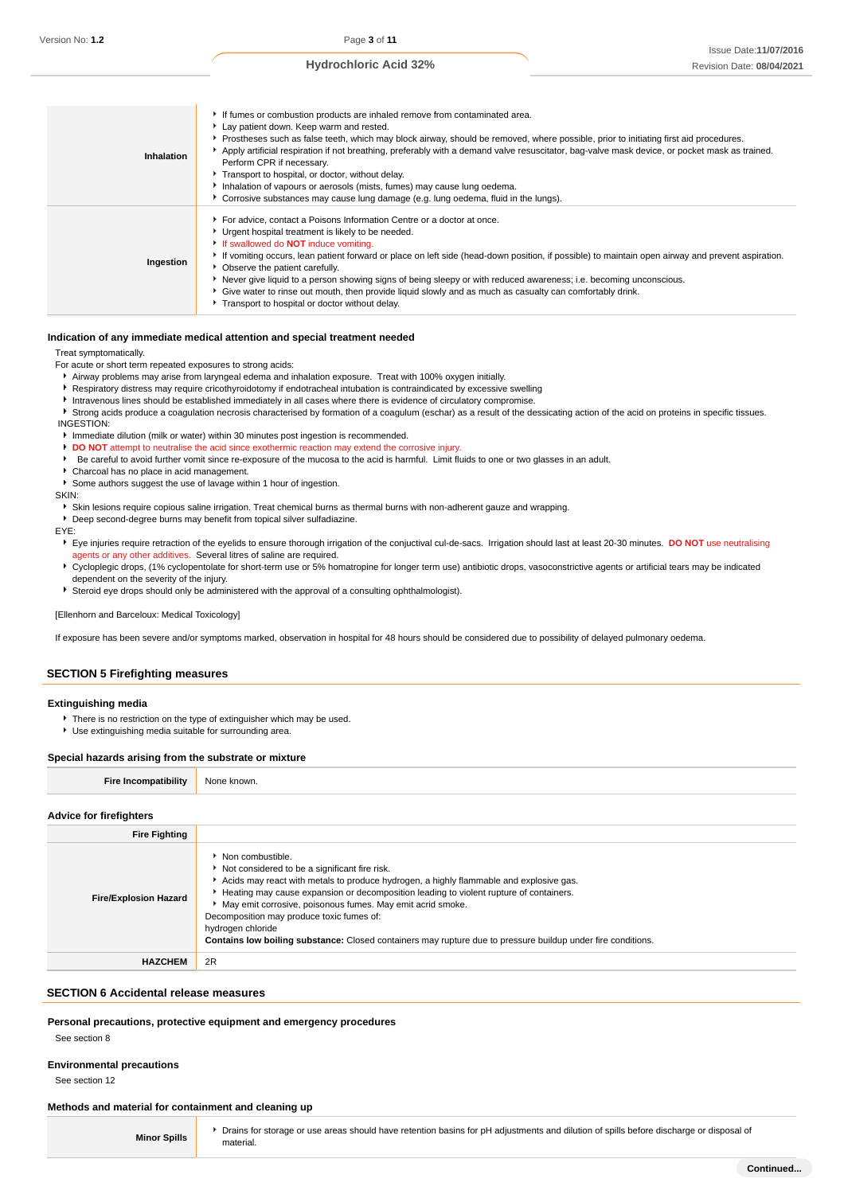| | |
|---|---|
| **Inhalation** | - If fumes or combustion products are inhaled remove from contaminated area.<br>- Lay patient down. Keep warm and rested.<br>- Prostheses such as false teeth, which may block airway, should be removed, where possible, prior to initiating first aid procedures.<br>- Apply artificial respiration if not breathing, preferably with a demand valve resuscitator, bag-valve mask device, or pocket mask as trained. Perform CPR if necessary.<br>- Transport to hospital, or doctor, without delay.<br>- Inhalation of vapours or aerosols (mists, fumes) may cause lung oedema.<br>- Corrosive substances may cause lung damage (e.g. lung oedema, fluid in the lungs). |
| **Ingestion** | - For advice, contact a Poisons Information Centre or a doctor at once.<br>- Urgent hospital treatment is likely to be needed.<br>- If swallowed do **NOT** induce vomiting.<br>- If vomiting occurs, lean patient forward or place on left side (head-down position, if possible) to maintain open airway and prevent aspiration.<br>- Observe the patient carefully.<br>- Never give liquid to a person showing signs of being sleepy or with reduced awareness; i.e. becoming unconscious.<br>- Give water to rinse out mouth, then provide liquid slowly and as much as casualty can comfortably drink.<br>- Transport to hospital or doctor without delay. |

### Indication of any immediate medical attention and special treatment needed

Treat symptomatically.

For acute or short term repeated exposures to strong acids:

- Airway problems may arise from laryngeal edema and inhalation exposure. Treat with 100% oxygen initially.
- Respiratory distress may require cricothyroidotomy if endotracheal intubation is contraindicated by excessive swelling
- Intravenous lines should be established immediately in all cases where there is evidence of circulatory compromise.
- Strong acids produce a coagulation necrosis characterised by formation of a coagulum (eschar) as a result of the dessicating action of the acid on proteins in specific tissues.

INGESTION:

- Immediate dilution (milk or water) within 30 minutes post ingestion is recommended.
- **DO NOT** attempt to neutralise the acid since exothermic reaction may extend the corrosive injury.
- Be careful to avoid further vomit since re-exposure of the mucosa to the acid is harmful. Limit fluids to one or two glasses in an adult.
- Charcoal has no place in acid management.
- Some authors suggest the use of lavage within 1 hour of ingestion.

SKIN:

- Skin lesions require copious saline irrigation. Treat chemical burns as thermal burns with non-adherent gauze and wrapping.
- Deep second-degree burns may benefit from topical silver sulfadiazine.

EYE:

- Eye injuries require retraction of the eyelids to ensure thorough irrigation of the conjuctival cul-de-sacs. Irrigation should last at least 20-30 minutes. **DO NOT** use neutralising agents or any other additives. Several litres of saline are required.
- Cycloplegic drops, (1% cyclopentolate for short-term use or 5% homatropine for longer term use) antibiotic drops, vasoconstrictive agents or artificial tears may be indicated dependent on the severity of the injury.
- Steroid eye drops should only be administered with the approval of a consulting ophthalmologist).

[Ellenhorn and Barceloux: Medical Toxicology]

If exposure has been severe and/or symptoms marked, observation in hospital for 48 hours should be considered due to possibility of delayed pulmonary oedema.

## SECTION 5 Firefighting measures

### Extinguishing media

- There is no restriction on the type of extinguisher which may be used.
- Use extinguishing media suitable for surrounding area.

### Special hazards arising from the substrate or mixture

| | |
|---|---|
| **Fire Incompatibility** | None known. |

### Advice for firefighters

| | |
|---|---|
| **Fire Fighting** | |
| **Fire/Explosion Hazard** | - Non combustible.<br>- Not considered to be a significant fire risk.<br>- Acids may react with metals to produce hydrogen, a highly flammable and explosive gas.<br>- Heating may cause expansion or decomposition leading to violent rupture of containers.<br>- May emit corrosive, poisonous fumes. May emit acrid smoke.<br>Decomposition may produce toxic fumes of:<br>hydrogen chloride<br>**Contains low boiling substance:** Closed containers may rupture due to pressure buildup under fire conditions. |
| **HAZCHEM** | 2R |

## SECTION 6 Accidental release measures

### Personal precautions, protective equipment and emergency procedures

See section 8

### Environmental precautions

See section 12

### Methods and material for containment and cleaning up

| | |
|---|---|
| **Minor Spills** | - Drains for storage or use areas should have retention basins for pH adjustments and dilution of spills before discharge or disposal of material. |

Continued...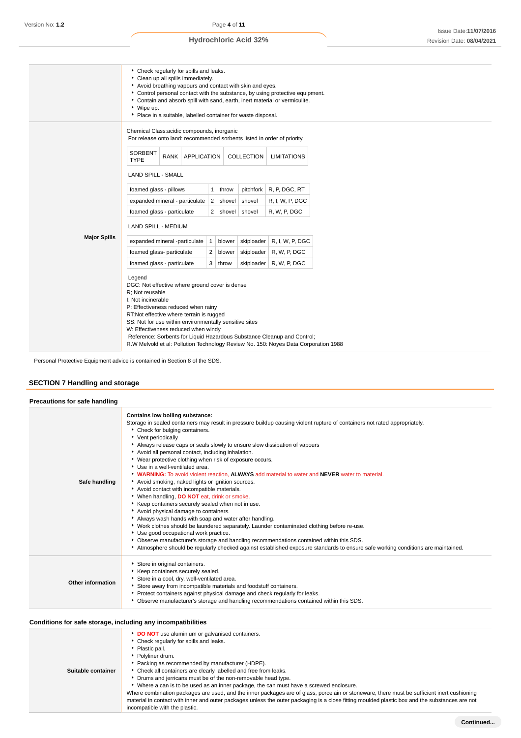|  |  |
|---|---|
|  | Check regularly for spills and leaks.<br>Clean up all spills immediately.<br>Avoid breathing vapours and contact with skin and eyes.<br>Control personal contact with the substance, by using protective equipment.<br>Contain and absorb spill with sand, earth, inert material or vermiculite.<br>Wipe up.<br>Place in a suitable, labelled container for waste disposal. |
| **Major Spills** | Chemical Class:acidic compounds, inorganic<br>For release onto land: recommended sorbents listed in order of priority. |

| SORBENT TYPE | RANK | APPLICATION | COLLECTION | LIMITATIONS |
|---|---|---|---|---|
| LAND SPILL - SMALL | | | | |
| foamed glass - pillows | 1 | throw | pitchfork | R, P, DGC, RT |
| expanded mineral - particulate | 2 | shovel | shovel | R, I, W, P, DGC |
| foamed glass - particulate | 2 | shovel | shovel | R, W, P, DGC |
| LAND SPILL - MEDIUM | | | | |
| expanded mineral -particulate | 1 | blower | skiploader | R, I, W, P, DGC |
| foamed glass- particulate | 2 | blower | skiploader | R, W, P, DGC |
| foamed glass - particulate | 3 | throw | skiploader | R, W, P, DGC |

Legend
DGC: Not effective where ground cover is dense
R; Not reusable
I: Not incinerable
P: Effectiveness reduced when rainy
RT:Not effective where terrain is rugged
SS: Not for use within environmentally sensitive sites
W: Effectiveness reduced when windy
Reference: Sorbents for Liquid Hazardous Substance Cleanup and Control;
R.W Melvold et al: Pollution Technology Review No. 150: Noyes Data Corporation 1988

Personal Protective Equipment advice is contained in Section 8 of the SDS.

## SECTION 7 Handling and storage

### Precautions for safe handling

|  |  |
|---|---|
| **Safe handling** | **Contains low boiling substance:**<br>Storage in sealed containers may result in pressure buildup causing violent rupture of containers not rated appropriately.<br>Check for bulging containers.<br>Vent periodically<br>Always release caps or seals slowly to ensure slow dissipation of vapours<br>Avoid all personal contact, including inhalation.<br>Wear protective clothing when risk of exposure occurs.<br>Use in a well-ventilated area.<br>**WARNING:** To avoid violent reaction, **ALWAYS** add material to water and **NEVER** water to material.<br>Avoid smoking, naked lights or ignition sources.<br>Avoid contact with incompatible materials.<br>When handling, **DO NOT** eat, drink or smoke.<br>Keep containers securely sealed when not in use.<br>Avoid physical damage to containers.<br>Always wash hands with soap and water after handling.<br>Work clothes should be laundered separately. Launder contaminated clothing before re-use.<br>Use good occupational work practice.<br>Observe manufacturer's storage and handling recommendations contained within this SDS.<br>Atmosphere should be regularly checked against established exposure standards to ensure safe working conditions are maintained. |
| **Other information** | Store in original containers.<br>Keep containers securely sealed.<br>Store in a cool, dry, well-ventilated area.<br>Store away from incompatible materials and foodstuff containers.<br>Protect containers against physical damage and check regularly for leaks.<br>Observe manufacturer's storage and handling recommendations contained within this SDS. |

### Conditions for safe storage, including any incompatibilities

|  |  |
|---|---|
| **Suitable container** | **DO NOT** use aluminium or galvanised containers.<br>Check regularly for spills and leaks.<br>Plastic pail.<br>Polyliner drum.<br>Packing as recommended by manufacturer (HDPE).<br>Check all containers are clearly labelled and free from leaks.<br>Drums and jerricans must be of the non-removable head type.<br>Where a can is to be used as an inner package, the can must have a screwed enclosure.<br>Where combination packages are used, and the inner packages are of glass, porcelain or stoneware, there must be sufficient inert cushioning material in contact with inner and outer packages unless the outer packaging is a close fitting moulded plastic box and the substances are not incompatible with the plastic. |

**Continued...**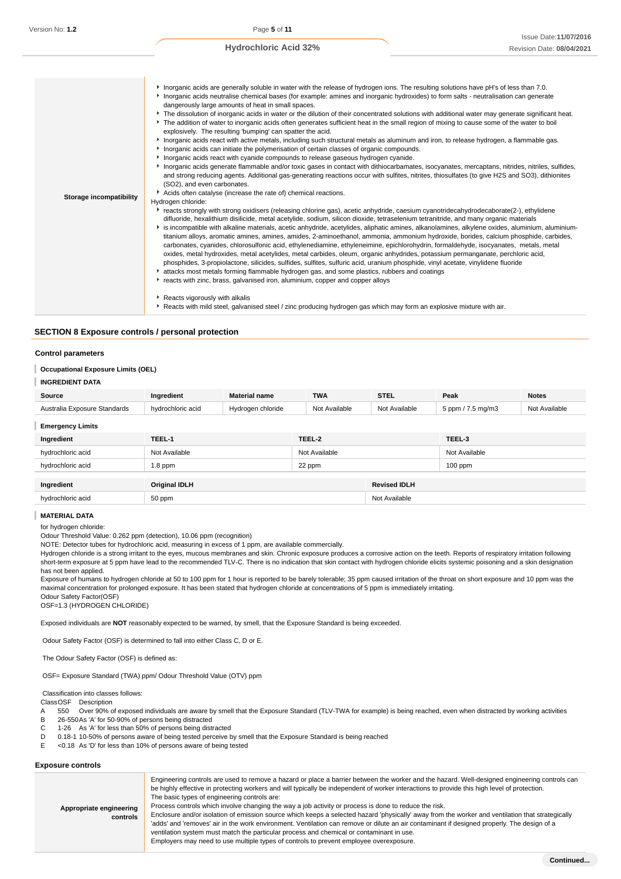| | |
|---|---|
| **Storage incompatibility** | - Inorganic acids are generally soluble in water with the release of hydrogen ions. The resulting solutions have pH's of less than 7.0.<br>- Inorganic acids neutralise chemical bases (for example: amines and inorganic hydroxides) to form salts - neutralisation can generate dangerously large amounts of heat in small spaces.<br>- The dissolution of inorganic acids in water or the dilution of their concentrated solutions with additional water may generate significant heat.<br>- The addition of water to inorganic acids often generates sufficient heat in the small region of mixing to cause some of the water to boil explosively. The resulting 'bumping' can spatter the acid.<br>- Inorganic acids react with active metals, including such structural metals as aluminum and iron, to release hydrogen, a flammable gas.<br>- Inorganic acids can initiate the polymerisation of certain classes of organic compounds.<br>- Inorganic acids react with cyanide compounds to release gaseous hydrogen cyanide.<br>- Inorganic acids generate flammable and/or toxic gases in contact with dithiocarbamates, isocyanates, mercaptans, nitrides, nitriles, sulfides, and strong reducing agents. Additional gas-generating reactions occur with sulfites, nitrites, thiosulfates (to give H2S and SO3), dithionites (SO2), and even carbonates.<br>- Acids often catalyse (increase the rate of) chemical reactions.<br>Hydrogen chloride:<br>- reacts strongly with strong oxidisers (releasing chlorine gas), acetic anhydride, caesium cyanotridecahydrodecaborate(2-), ethylidene difluoride, hexalithium disilicide, metal acetylide, sodium, silicon dioxide, tetraselenium tetranitride, and many organic materials<br>- is incompatible with alkaline materials, acetic anhydride, acetylides, aliphatic amines, alkanolamines, alkylene oxides, aluminium, aluminium-titanium alloys, aromatic amines, amines, amides, 2-aminoethanol, ammonia, ammonium hydroxide, borides, calcium phosphide, carbides, carbonates, cyanides, chlorosulfonic acid, ethylenediamine, ethyleneimine, epichlorohydrin, formaldehyde, isocyanates, metals, metal oxides, metal hydroxides, metal acetylides, metal carbides, oleum, organic anhydrides, potassium permanganate, perchloric acid, phosphides, 3-propiolactone, silicides, sulfides, sulfites, sulfuric acid, uranium phosphide, vinyl acetate, vinylidene fluoride<br>- attacks most metals forming flammable hydrogen gas, and some plastics, rubbers and coatings<br>- reacts with zinc, brass, galvanised iron, aluminium, copper and copper alloys<br><br>- Reacts vigorously with alkalis<br>- Reacts with mild steel, galvanised steel / zinc producing hydrogen gas which may form an explosive mixture with air. |

## SECTION 8 Exposure controls / personal protection

### Control parameters

#### Occupational Exposure Limits (OEL)

#### INGREDIENT DATA

| Source | Ingredient | Material name | TWA | STEL | Peak | Notes |
|---|---|---|---|---|---|---|
| Australia Exposure Standards | hydrochloric acid | Hydrogen chloride | Not Available | Not Available | 5 ppm / 7.5 mg/m3 | Not Available |

#### Emergency Limits

| Ingredient | TEEL-1 | TEEL-2 | TEEL-3 |
|---|---|---|---|
| hydrochloric acid | Not Available | Not Available | Not Available |
| hydrochloric acid | 1.8 ppm | 22 ppm | 100 ppm |

| Ingredient | Original IDLH | Revised IDLH |
|---|---|---|
| hydrochloric acid | 50 ppm | Not Available |

#### MATERIAL DATA

for hydrogen chloride:
Odour Threshold Value: 0.262 ppm (detection), 10.06 ppm (recognition)
NOTE: Detector tubes for hydrochloric acid, measuring in excess of 1 ppm, are available commercially.
Hydrogen chloride is a strong irritant to the eyes, mucous membranes and skin. Chronic exposure produces a corrosive action on the teeth. Reports of respiratory irritation following short-term exposure at 5 ppm have lead to the recommended TLV-C. There is no indication that skin contact with hydrogen chloride elicits systemic poisoning and a skin designation has not been applied.
Exposure of humans to hydrogen chloride at 50 to 100 ppm for 1 hour is reported to be barely tolerable; 35 ppm caused irritation of the throat on short exposure and 10 ppm was the maximal concentration for prolonged exposure. It has been stated that hydrogen chloride at concentrations of 5 ppm is immediately irritating.
Odour Safety Factor(OSF)
OSF=1.3 (HYDROGEN CHLORIDE)

Exposed individuals are **NOT** reasonably expected to be warned, by smell, that the Exposure Standard is being exceeded.

Odour Safety Factor (OSF) is determined to fall into either Class C, D or E.

The Odour Safety Factor (OSF) is defined as:

OSF= Exposure Standard (TWA) ppm/ Odour Threshold Value (OTV) ppm

Classification into classes follows:

| Class | OSF | Description |
|---|---|---|
| A | 550 | Over 90% of exposed individuals are aware by smell that the Exposure Standard (TLV-TWA for example) is being reached, even when distracted by working activities |
| B | 26-550 | As 'A' for 50-90% of persons being distracted |
| C | 1-26 | As 'A' for less than 50% of persons being distracted |
| D | 0.18-1 | 10-50% of persons aware of being tested perceive by smell that the Exposure Standard is being reached |
| E | <0.18 | As 'D' for less than 10% of persons aware of being tested |

### Exposure controls

| | |
|---|---|
| **Appropriate engineering controls** | Engineering controls are used to remove a hazard or place a barrier between the worker and the hazard. Well-designed engineering controls can be highly effective in protecting workers and will typically be independent of worker interactions to provide this high level of protection.<br>The basic types of engineering controls are:<br>Process controls which involve changing the way a job activity or process is done to reduce the risk.<br>Enclosure and/or isolation of emission source which keeps a selected hazard 'physically' away from the worker and ventilation that strategically 'adds' and 'removes' air in the work environment. Ventilation can remove or dilute an air contaminant if designed properly. The design of a ventilation system must match the particular process and chemical or contaminant in use.<br>Employers may need to use multiple types of controls to prevent employee overexposure. |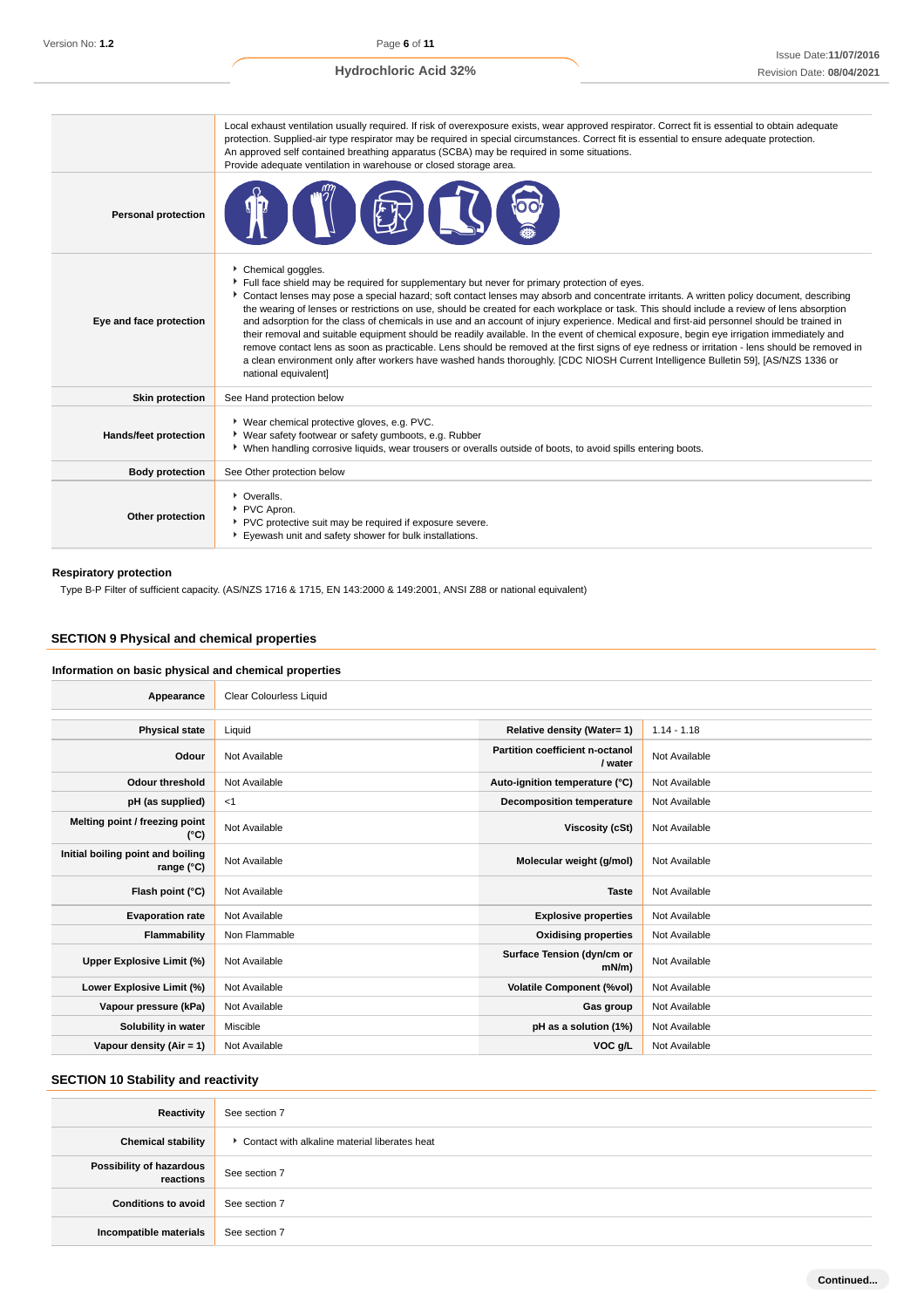| | |
|---|---|
| | Local exhaust ventilation usually required. If risk of overexposure exists, wear approved respirator. Correct fit is essential to obtain adequate protection. Supplied-air type respirator may be required in special circumstances. Correct fit is essential to ensure adequate protection. An approved self contained breathing apparatus (SCBA) may be required in some situations. Provide adequate ventilation in warehouse or closed storage area. |
| **Personal protection** | |
| **Eye and face protection** | • Chemical goggles. • Full face shield may be required for supplementary but never for primary protection of eyes. • Contact lenses may pose a special hazard; soft contact lenses may absorb and concentrate irritants. A written policy document, describing the wearing of lenses or restrictions on use, should be created for each workplace or task. This should include a review of lens absorption and adsorption for the class of chemicals in use and an account of injury experience. Medical and first-aid personnel should be trained in their removal and suitable equipment should be readily available. In the event of chemical exposure, begin eye irrigation immediately and remove contact lens as soon as practicable. Lens should be removed at the first signs of eye redness or irritation - lens should be removed in a clean environment only after workers have washed hands thoroughly. [CDC NIOSH Current Intelligence Bulletin 59], [AS/NZS 1336 or national equivalent] |
| **Skin protection** | See Hand protection below |
| **Hands/feet protection** | • Wear chemical protective gloves, e.g. PVC. • Wear safety footwear or safety gumboots, e.g. Rubber • When handling corrosive liquids, wear trousers or overalls outside of boots, to avoid spills entering boots. |
| **Body protection** | See Other protection below |
| **Other protection** | • Overalls. • PVC Apron. • PVC protective suit may be required if exposure severe. • Eyewash unit and safety shower for bulk installations. |

### Respiratory protection

Type B-P Filter of sufficient capacity. (AS/NZS 1716 & 1715, EN 143:2000 & 149:2001, ANSI Z88 or national equivalent)

## SECTION 9 Physical and chemical properties

### Information on basic physical and chemical properties

| | | | |
|---|---|---|---|
| **Appearance** | Clear Colourless Liquid | | |
| **Physical state** | Liquid | **Relative density (Water= 1)** | 1.14 - 1.18 |
| **Odour** | Not Available | **Partition coefficient n-octanol / water** | Not Available |
| **Odour threshold** | Not Available | **Auto-ignition temperature (°C)** | Not Available |
| **pH (as supplied)** | <1 | **Decomposition temperature** | Not Available |
| **Melting point / freezing point (°C)** | Not Available | **Viscosity (cSt)** | Not Available |
| **Initial boiling point and boiling range (°C)** | Not Available | **Molecular weight (g/mol)** | Not Available |
| **Flash point (°C)** | Not Available | **Taste** | Not Available |
| **Evaporation rate** | Not Available | **Explosive properties** | Not Available |
| **Flammability** | Non Flammable | **Oxidising properties** | Not Available |
| **Upper Explosive Limit (%)** | Not Available | **Surface Tension (dyn/cm or mN/m)** | Not Available |
| **Lower Explosive Limit (%)** | Not Available | **Volatile Component (%vol)** | Not Available |
| **Vapour pressure (kPa)** | Not Available | **Gas group** | Not Available |
| **Solubility in water** | Miscible | **pH as a solution (1%)** | Not Available |
| **Vapour density (Air = 1)** | Not Available | **VOC g/L** | Not Available |

## SECTION 10 Stability and reactivity

| | |
|---|---|
| **Reactivity** | See section 7 |
| **Chemical stability** | • Contact with alkaline material liberates heat |
| **Possibility of hazardous reactions** | See section 7 |
| **Conditions to avoid** | See section 7 |
| **Incompatible materials** | See section 7 |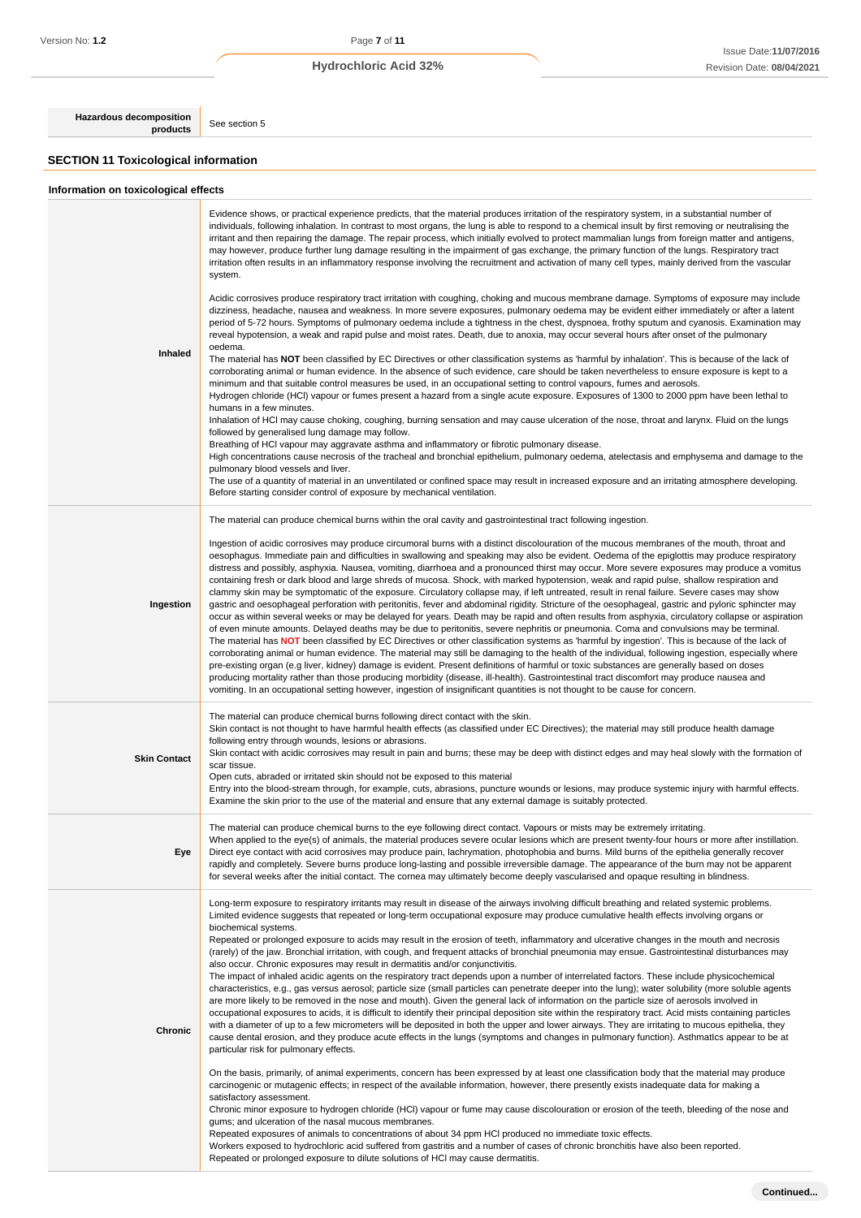| Hazardous decomposition products | See section 5 |
|---|---|

## SECTION 11 Toxicological information

### Information on toxicological effects

| | |
|---|---|
| **Inhaled** | Evidence shows, or practical experience predicts, that the material produces irritation of the respiratory system, in a substantial number of individuals, following inhalation. In contrast to most organs, the lung is able to respond to a chemical insult by first removing or neutralising the irritant and then repairing the damage. The repair process, which initially evolved to protect mammalian lungs from foreign matter and antigens, may however, produce further lung damage resulting in the impairment of gas exchange, the primary function of the lungs. Respiratory tract irritation often results in an inflammatory response involving the recruitment and activation of many cell types, mainly derived from the vascular system.<br><br>Acidic corrosives produce respiratory tract irritation with coughing, choking and mucous membrane damage. Symptoms of exposure may include dizziness, headache, nausea and weakness. In more severe exposures, pulmonary oedema may be evident either immediately or after a latent period of 5-72 hours. Symptoms of pulmonary oedema include a tightness in the chest, dyspnoea, frothy sputum and cyanosis. Examination may reveal hypotension, a weak and rapid pulse and moist rates. Death, due to anoxia, may occur several hours after onset of the pulmonary oedema.<br>The material has **NOT** been classified by EC Directives or other classification systems as 'harmful by inhalation'. This is because of the lack of corroborating animal or human evidence. In the absence of such evidence, care should be taken nevertheless to ensure exposure is kept to a minimum and that suitable control measures be used, in an occupational setting to control vapours, fumes and aerosols.<br>Hydrogen chloride (HCl) vapour or fumes present a hazard from a single acute exposure. Exposures of 1300 to 2000 ppm have been lethal to humans in a few minutes.<br>Inhalation of HCl may cause choking, coughing, burning sensation and may cause ulceration of the nose, throat and larynx. Fluid on the lungs followed by generalised lung damage may follow.<br>Breathing of HCl vapour may aggravate asthma and inflammatory or fibrotic pulmonary disease.<br>High concentrations cause necrosis of the tracheal and bronchial epithelium, pulmonary oedema, atelectasis and emphysema and damage to the pulmonary blood vessels and liver.<br>The use of a quantity of material in an unventilated or confined space may result in increased exposure and an irritating atmosphere developing. Before starting consider control of exposure by mechanical ventilation. |
| **Ingestion** | The material can produce chemical burns within the oral cavity and gastrointestinal tract following ingestion.<br><br>Ingestion of acidic corrosives may produce circumoral burns with a distinct discolouration of the mucous membranes of the mouth, throat and oesophagus. Immediate pain and difficulties in swallowing and speaking may also be evident. Oedema of the epiglottis may produce respiratory distress and possibly, asphyxia. Nausea, vomiting, diarrhoea and a pronounced thirst may occur. More severe exposures may produce a vomitus containing fresh or dark blood and large shreds of mucosa. Shock, with marked hypotension, weak and rapid pulse, shallow respiration and clammy skin may be symptomatic of the exposure. Circulatory collapse may, if left untreated, result in renal failure. Severe cases may show gastric and oesophageal perforation with peritonitis, fever and abdominal rigidity. Stricture of the oesophageal, gastric and pyloric sphincter may occur as within several weeks or may be delayed for years. Death may be rapid and often results from asphyxia, circulatory collapse or aspiration of even minute amounts. Delayed deaths may be due to peritonitis, severe nephritis or pneumonia. Coma and convulsions may be terminal.<br>The material has **NOT** been classified by EC Directives or other classification systems as 'harmful by ingestion'. This is because of the lack of corroborating animal or human evidence. The material may still be damaging to the health of the individual, following ingestion, especially where pre-existing organ (e.g liver, kidney) damage is evident. Present definitions of harmful or toxic substances are generally based on doses producing mortality rather than those producing morbidity (disease, ill-health). Gastrointestinal tract discomfort may produce nausea and vomiting. In an occupational setting however, ingestion of insignificant quantities is not thought to be cause for concern. |
| **Skin Contact** | The material can produce chemical burns following direct contact with the skin.<br>Skin contact is not thought to have harmful health effects (as classified under EC Directives); the material may still produce health damage following entry through wounds, lesions or abrasions.<br>Skin contact with acidic corrosives may result in pain and burns; these may be deep with distinct edges and may heal slowly with the formation of scar tissue.<br>Open cuts, abraded or irritated skin should not be exposed to this material<br>Entry into the blood-stream through, for example, cuts, abrasions, puncture wounds or lesions, may produce systemic injury with harmful effects. Examine the skin prior to the use of the material and ensure that any external damage is suitably protected. |
| **Eye** | The material can produce chemical burns to the eye following direct contact. Vapours or mists may be extremely irritating.<br>When applied to the eye(s) of animals, the material produces severe ocular lesions which are present twenty-four hours or more after instillation.<br>Direct eye contact with acid corrosives may produce pain, lachrymation, photophobia and burns. Mild burns of the epithelia generally recover rapidly and completely. Severe burns produce long-lasting and possible irreversible damage. The appearance of the burn may not be apparent for several weeks after the initial contact. The cornea may ultimately become deeply vascularised and opaque resulting in blindness. |
| **Chronic** | Long-term exposure to respiratory irritants may result in disease of the airways involving difficult breathing and related systemic problems.<br>Limited evidence suggests that repeated or long-term occupational exposure may produce cumulative health effects involving organs or biochemical systems.<br>Repeated or prolonged exposure to acids may result in the erosion of teeth, inflammatory and ulcerative changes in the mouth and necrosis (rarely) of the jaw. Bronchial irritation, with cough, and frequent attacks of bronchial pneumonia may ensue. Gastrointestinal disturbances may also occur. Chronic exposures may result in dermatitis and/or conjunctivitis.<br>The impact of inhaled acidic agents on the respiratory tract depends upon a number of interrelated factors. These include physicochemical characteristics, e.g., gas versus aerosol; particle size (small particles can penetrate deeper into the lung); water solubility (more soluble agents are more likely to be removed in the nose and mouth). Given the general lack of information on the particle size of aerosols involved in occupational exposures to acids, it is difficult to identify their principal deposition site within the respiratory tract. Acid mists containing particles with a diameter of up to a few micrometers will be deposited in both the upper and lower airways. They are irritating to mucous epithelia, they cause dental erosion, and they produce acute effects in the lungs (symptoms and changes in pulmonary function). Asthmatics appear to be at particular risk for pulmonary effects.<br><br>On the basis, primarily, of animal experiments, concern has been expressed by at least one classification body that the material may produce carcinogenic or mutagenic effects; in respect of the available information, however, there presently exists inadequate data for making a satisfactory assessment.<br>Chronic minor exposure to hydrogen chloride (HCl) vapour or fume may cause discolouration or erosion of the teeth, bleeding of the nose and gums; and ulceration of the nasal mucous membranes.<br>Repeated exposures of animals to concentrations of about 34 ppm HCl produced no immediate toxic effects.<br>Workers exposed to hydrochloric acid suffered from gastritis and a number of cases of chronic bronchitis have also been reported.<br>Repeated or prolonged exposure to dilute solutions of HCl may cause dermatitis. |

Continued...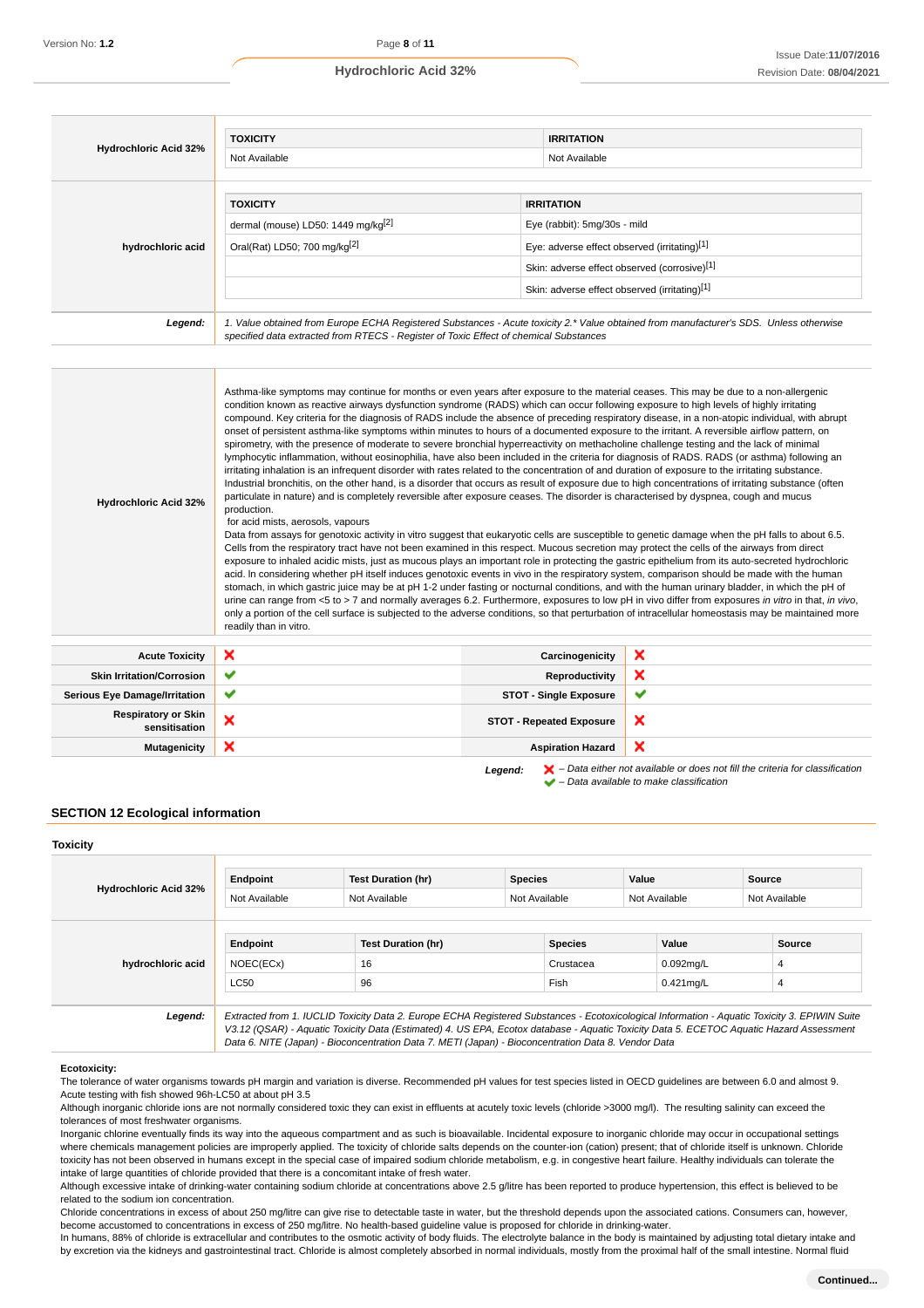| Hydrochloric Acid 32% | TOXICITY | IRRITATION |
|---|---|---|
| | Not Available | Not Available |

| hydrochloric acid | TOXICITY | IRRITATION |
|---|---|---|
| | dermal (mouse) LD50: 1449 mg/kg[2] | Eye (rabbit): 5mg/30s - mild |
| | Oral(Rat) LD50; 700 mg/kg[2] | Eye: adverse effect observed (irritating)[1] |
| | | Skin: adverse effect observed (corrosive)[1] |
| | | Skin: adverse effect observed (irritating)[1] |

***Legend:*** *1. Value obtained from Europe ECHA Registered Substances - Acute toxicity 2.\* Value obtained from manufacturer's SDS. Unless otherwise specified data extracted from RTECS - Register of Toxic Effect of chemical Substances*

**Hydrochloric Acid 32%**

Asthma-like symptoms may continue for months or even years after exposure to the material ceases. This may be due to a non-allergenic condition known as reactive airways dysfunction syndrome (RADS) which can occur following exposure to high levels of highly irritating compound. Key criteria for the diagnosis of RADS include the absence of preceding respiratory disease, in a non-atopic individual, with abrupt onset of persistent asthma-like symptoms within minutes to hours of a documented exposure to the irritant. A reversible airflow pattern, on spirometry, with the presence of moderate to severe bronchial hyperreactivity on methacholine challenge testing and the lack of minimal lymphocytic inflammation, without eosinophilia, have also been included in the criteria for diagnosis of RADS. RADS (or asthma) following an irritating inhalation is an infrequent disorder with rates related to the concentration of and duration of exposure to the irritating substance. Industrial bronchitis, on the other hand, is a disorder that occurs as result of exposure due to high concentrations of irritating substance (often particulate in nature) and is completely reversible after exposure ceases. The disorder is characterised by dyspnea, cough and mucus production.
for acid mists, aerosols, vapours
Data from assays for genotoxic activity in vitro suggest that eukaryotic cells are susceptible to genetic damage when the pH falls to about 6.5. Cells from the respiratory tract have not been examined in this respect. Mucous secretion may protect the cells of the airways from direct exposure to inhaled acidic mists, just as mucous plays an important role in protecting the gastric epithelium from its auto-secreted hydrochloric acid. In considering whether pH itself induces genotoxic events in vivo in the respiratory system, comparison should be made with the human stomach, in which gastric juice may be at pH 1-2 under fasting or nocturnal conditions, and with the human urinary bladder, in which the pH of urine can range from <5 to > 7 and normally averages 6.2. Furthermore, exposures to low pH in vivo differ from exposures *in vitro* in that, *in vivo*, only a portion of the cell surface is subjected to the adverse conditions, so that perturbation of intracellular homeostasis may be maintained more readily than in vitro.

| | | | |
|---|---|---|---|
| **Acute Toxicity** | ✘ | **Carcinogenicity** | ✘ |
| **Skin Irritation/Corrosion** | ✔ | **Reproductivity** | ✘ |
| **Serious Eye Damage/Irritation** | ✔ | **STOT - Single Exposure** | ✔ |
| **Respiratory or Skin sensitisation** | ✘ | **STOT - Repeated Exposure** | ✘ |
| **Mutagenicity** | ✘ | **Aspiration Hazard** | ✘ |

***Legend:*** ✘ *– Data either not available or does not fill the criteria for classification*
✔ *– Data available to make classification*

## SECTION 12 Ecological information

### Toxicity

| Hydrochloric Acid 32% | Endpoint | Test Duration (hr) | Species | Value | Source |
|---|---|---|---|---|---|
| | Not Available | Not Available | Not Available | Not Available | Not Available |

| hydrochloric acid | Endpoint | Test Duration (hr) | Species | Value | Source |
|---|---|---|---|---|---|
| | NOEC(ECx) | 16 | Crustacea | 0.092mg/L | 4 |
| | LC50 | 96 | Fish | 0.421mg/L | 4 |

***Legend:*** *Extracted from 1. IUCLID Toxicity Data 2. Europe ECHA Registered Substances - Ecotoxicological Information - Aquatic Toxicity 3. EPIWIN Suite V3.12 (QSAR) - Aquatic Toxicity Data (Estimated) 4. US EPA, Ecotox database - Aquatic Toxicity Data 5. ECETOC Aquatic Hazard Assessment Data 6. NITE (Japan) - Bioconcentration Data 7. METI (Japan) - Bioconcentration Data 8. Vendor Data*

**Ecotoxicity:**

The tolerance of water organisms towards pH margin and variation is diverse. Recommended pH values for test species listed in OECD guidelines are between 6.0 and almost 9.
Acute testing with fish showed 96h-LC50 at about pH 3.5
Although inorganic chloride ions are not normally considered toxic they can exist in effluents at acutely toxic levels (chloride >3000 mg/l). The resulting salinity can exceed the tolerances of most freshwater organisms.
Inorganic chlorine eventually finds its way into the aqueous compartment and as such is bioavailable. Incidental exposure to inorganic chloride may occur in occupational settings where chemicals management policies are improperly applied. The toxicity of chloride salts depends on the counter-ion (cation) present; that of chloride itself is unknown. Chloride toxicity has not been observed in humans except in the special case of impaired sodium chloride metabolism, e.g. in congestive heart failure. Healthy individuals can tolerate the intake of large quantities of chloride provided that there is a concomitant intake of fresh water.
Although excessive intake of drinking-water containing sodium chloride at concentrations above 2.5 g/litre has been reported to produce hypertension, this effect is believed to be related to the sodium ion concentration.
Chloride concentrations in excess of about 250 mg/litre can give rise to detectable taste in water, but the threshold depends upon the associated cations. Consumers can, however, become accustomed to concentrations in excess of 250 mg/litre. No health-based guideline value is proposed for chloride in drinking-water.
In humans, 88% of chloride is extracellular and contributes to the osmotic activity of body fluids. The electrolyte balance in the body is maintained by adjusting total dietary intake and by excretion via the kidneys and gastrointestinal tract. Chloride is almost completely absorbed in normal individuals, mostly from the proximal half of the small intestine. Normal fluid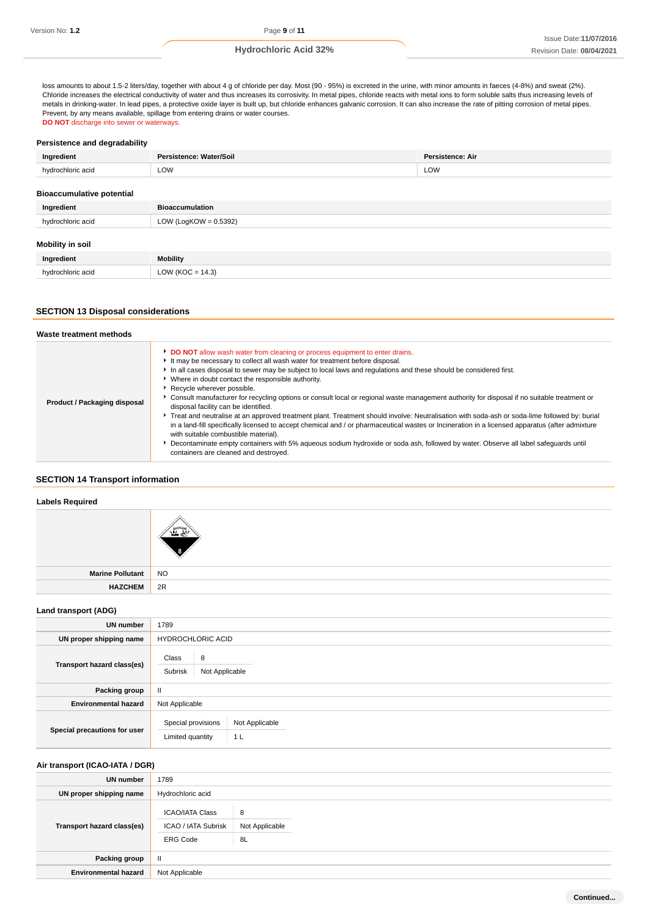loss amounts to about 1.5-2 liters/day, together with about 4 g of chloride per day. Most (90 - 95%) is excreted in the urine, with minor amounts in faeces (4-8%) and sweat (2%). Chloride increases the electrical conductivity of water and thus increases its corrosivity. In metal pipes, chloride reacts with metal ions to form soluble salts thus increasing levels of metals in drinking-water. In lead pipes, a protective oxide layer is built up, but chloride enhances galvanic corrosion. It can also increase the rate of pitting corrosion of metal pipes.
Prevent, by any means available, spillage from entering drains or water courses.
**DO NOT** discharge into sewer or waterways.

### Persistence and degradability

| Ingredient | Persistence: Water/Soil | Persistence: Air |
|---|---|---|
| hydrochloric acid | LOW | LOW |

### Bioaccumulative potential

| Ingredient | Bioaccumulation |
|---|---|
| hydrochloric acid | LOW (LogKOW = 0.5392) |

### Mobility in soil

| Ingredient | Mobility |
|---|---|
| hydrochloric acid | LOW (KOC = 14.3) |

## SECTION 13 Disposal considerations

### Waste treatment methods

| | |
|---|---|
| **Product / Packaging disposal** | - **DO NOT** allow wash water from cleaning or process equipment to enter drains.<br>- It may be necessary to collect all wash water for treatment before disposal.<br>- In all cases disposal to sewer may be subject to local laws and regulations and these should be considered first.<br>- Where in doubt contact the responsible authority.<br>- Recycle wherever possible.<br>- Consult manufacturer for recycling options or consult local or regional waste management authority for disposal if no suitable treatment or disposal facility can be identified.<br>- Treat and neutralise at an approved treatment plant. Treatment should involve: Neutralisation with soda-ash or soda-lime followed by: burial in a land-fill specifically licensed to accept chemical and / or pharmaceutical wastes or Incineration in a licensed apparatus (after admixture with suitable combustible material).<br>- Decontaminate empty containers with 5% aqueous sodium hydroxide or soda ash, followed by water. Observe all label safeguards until containers are cleaned and destroyed. |

## SECTION 14 Transport information

### Labels Required

| | |
|---|---|
| | 8 |
| **Marine Pollutant** | NO |
| **HAZCHEM** | 2R |

### Land transport (ADG)

| | |
|---|---|
| **UN number** | 1789 |
| **UN proper shipping name** | HYDROCHLORIC ACID |
| **Transport hazard class(es)** | Class: 8<br>Subrisk: Not Applicable |
| **Packing group** | II |
| **Environmental hazard** | Not Applicable |
| **Special precautions for user** | Special provisions: Not Applicable<br>Limited quantity: 1 L |

### Air transport (ICAO-IATA / DGR)

| | |
|---|---|
| **UN number** | 1789 |
| **UN proper shipping name** | Hydrochloric acid |
| **Transport hazard class(es)** | ICAO/IATA Class: 8<br>ICAO / IATA Subrisk: Not Applicable<br>ERG Code: 8L |
| **Packing group** | II |
| **Environmental hazard** | Not Applicable |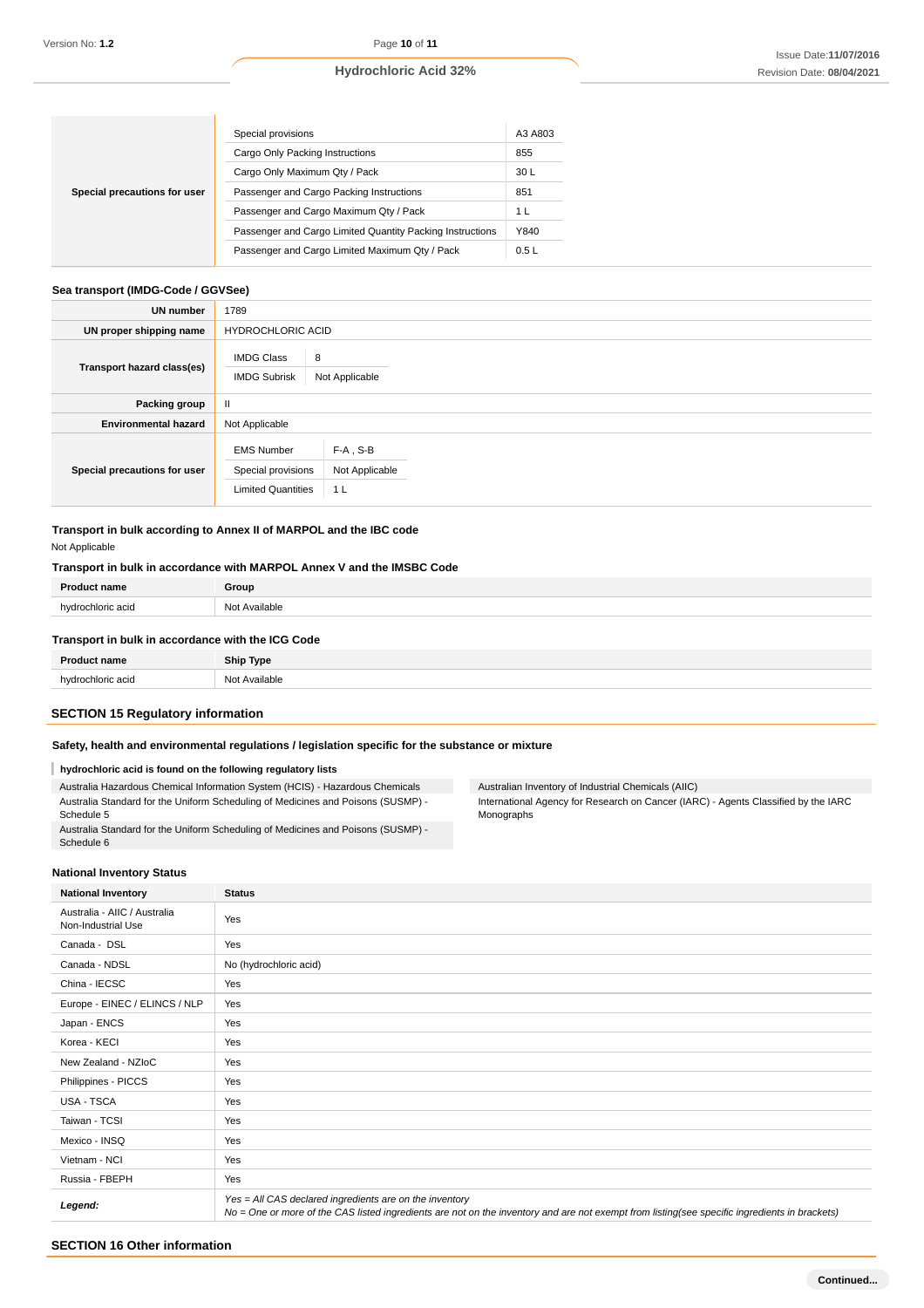| Special precautions for user | | |
| --- | --- | --- |
| | Special provisions | A3 A803 |
| | Cargo Only Packing Instructions | 855 |
| | Cargo Only Maximum Qty / Pack | 30 L |
| | Passenger and Cargo Packing Instructions | 851 |
| | Passenger and Cargo Maximum Qty / Pack | 1 L |
| | Passenger and Cargo Limited Quantity Packing Instructions | Y840 |
| | Passenger and Cargo Limited Maximum Qty / Pack | 0.5 L |

### Sea transport (IMDG-Code / GGVSee)

| | |
| --- | --- |
| UN number | 1789 |
| UN proper shipping name | HYDROCHLORIC ACID |
| Transport hazard class(es) | IMDG Class: 8<br>IMDG Subrisk: Not Applicable |
| Packing group | II |
| Environmental hazard | Not Applicable |
| Special precautions for user | EMS Number: F-A , S-B<br>Special provisions: Not Applicable<br>Limited Quantities: 1 L |

### Transport in bulk according to Annex II of MARPOL and the IBC code

Not Applicable

### Transport in bulk in accordance with MARPOL Annex V and the IMSBC Code

| Product name | Group |
| --- | --- |
| hydrochloric acid | Not Available |

### Transport in bulk in accordance with the ICG Code

| Product name | Ship Type |
| --- | --- |
| hydrochloric acid | Not Available |

## SECTION 15 Regulatory information

### Safety, health and environmental regulations / legislation specific for the substance or mixture

**hydrochloric acid is found on the following regulatory lists**

- Australia Hazardous Chemical Information System (HCIS) - Hazardous Chemicals
- Australia Standard for the Uniform Scheduling of Medicines and Poisons (SUSMP) - Schedule 5
- Australia Standard for the Uniform Scheduling of Medicines and Poisons (SUSMP) - Schedule 6
- Australian Inventory of Industrial Chemicals (AIIC)
- International Agency for Research on Cancer (IARC) - Agents Classified by the IARC Monographs

### National Inventory Status

| National Inventory | Status |
| --- | --- |
| Australia - AIIC / Australia Non-Industrial Use | Yes |
| Canada - DSL | Yes |
| Canada - NDSL | No (hydrochloric acid) |
| China - IECSC | Yes |
| Europe - EINEC / ELINCS / NLP | Yes |
| Japan - ENCS | Yes |
| Korea - KECI | Yes |
| New Zealand - NZIoC | Yes |
| Philippines - PICCS | Yes |
| USA - TSCA | Yes |
| Taiwan - TCSI | Yes |
| Mexico - INSQ | Yes |
| Vietnam - NCI | Yes |
| Russia - FBEPH | Yes |
| ***Legend:*** | *Yes = All CAS declared ingredients are on the inventory*<br>*No = One or more of the CAS listed ingredients are not on the inventory and are not exempt from listing(see specific ingredients in brackets)* |

## SECTION 16 Other information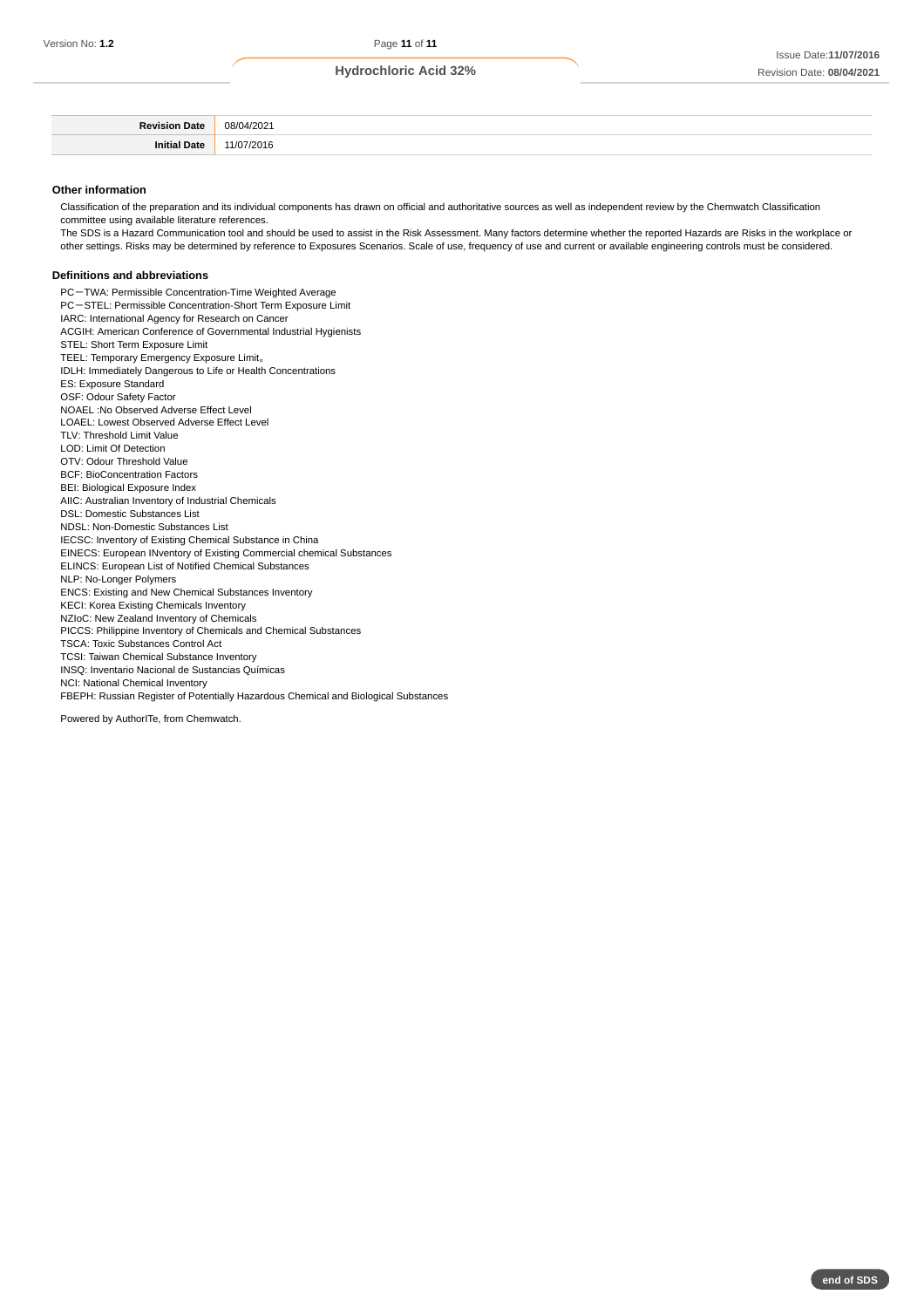| | |
|---|---|
| **Revision Date** | 08/04/2021 |
| **Initial Date** | 11/07/2016 |

### Other information

Classification of the preparation and its individual components has drawn on official and authoritative sources as well as independent review by the Chemwatch Classification committee using available literature references.

The SDS is a Hazard Communication tool and should be used to assist in the Risk Assessment. Many factors determine whether the reported Hazards are Risks in the workplace or other settings. Risks may be determined by reference to Exposures Scenarios. Scale of use, frequency of use and current or available engineering controls must be considered.

### Definitions and abbreviations

PC－TWA: Permissible Concentration-Time Weighted Average
PC－STEL: Permissible Concentration-Short Term Exposure Limit
IARC: International Agency for Research on Cancer
ACGIH: American Conference of Governmental Industrial Hygienists
STEL: Short Term Exposure Limit
TEEL: Temporary Emergency Exposure Limit。
IDLH: Immediately Dangerous to Life or Health Concentrations
ES: Exposure Standard
OSF: Odour Safety Factor
NOAEL :No Observed Adverse Effect Level
LOAEL: Lowest Observed Adverse Effect Level
TLV: Threshold Limit Value
LOD: Limit Of Detection
OTV: Odour Threshold Value
BCF: BioConcentration Factors
BEI: Biological Exposure Index
AIIC: Australian Inventory of Industrial Chemicals
DSL: Domestic Substances List
NDSL: Non-Domestic Substances List
IECSC: Inventory of Existing Chemical Substance in China
EINECS: European INventory of Existing Commercial chemical Substances
ELINCS: European List of Notified Chemical Substances
NLP: No-Longer Polymers
ENCS: Existing and New Chemical Substances Inventory
KECI: Korea Existing Chemicals Inventory
NZIoC: New Zealand Inventory of Chemicals
PICCS: Philippine Inventory of Chemicals and Chemical Substances
TSCA: Toxic Substances Control Act
TCSI: Taiwan Chemical Substance Inventory
INSQ: Inventario Nacional de Sustancias Químicas
NCI: National Chemical Inventory
FBEPH: Russian Register of Potentially Hazardous Chemical and Biological Substances

Powered by AuthorITe, from Chemwatch.

end of SDS